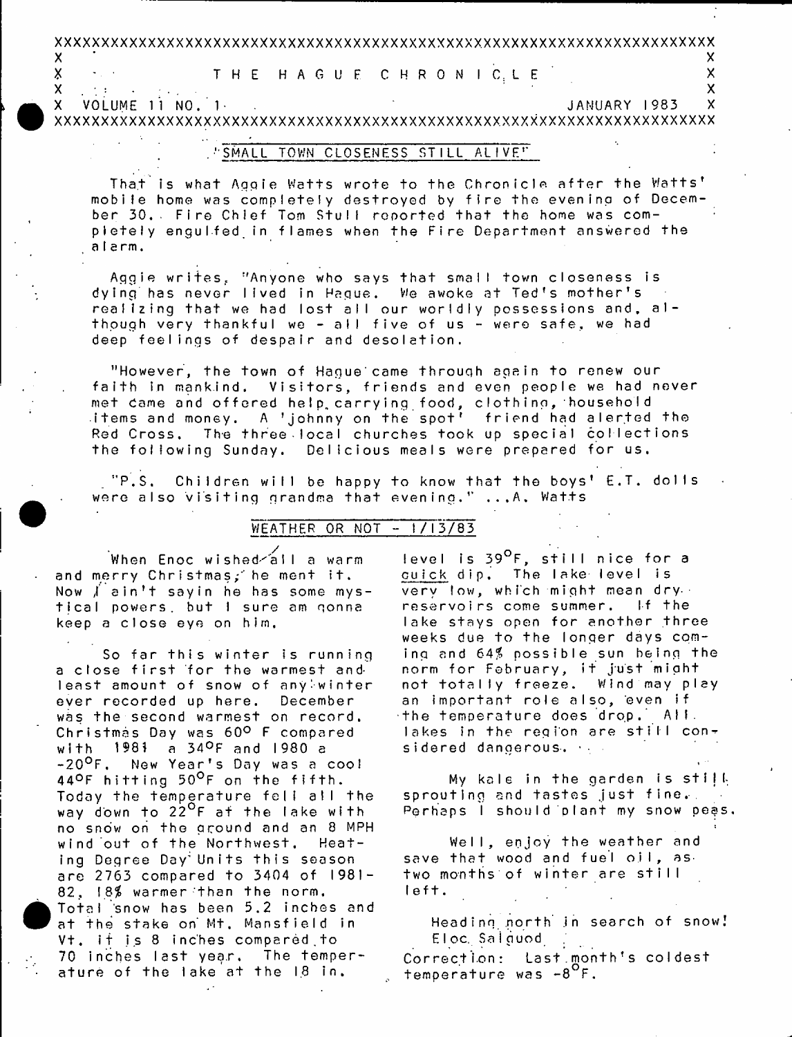# THE HAGUE CHRONICLE

VOLUME 11 NO. 1 — JANUARY 1983

## "SMALL TOWN CLOSENESS STILL ALIVE"

That is what Aggie Watts wrote to the Chronicle after the Watts' mobile home was completely destroyed by fire the evening of December 30. Fire Chief Tom Stull reported that the home was completely engulfed in flames when the Fire Department answered the alarm.

Aggie writes, "Anyone who says that small town closeness is dying has never lived in Hague. We awoke at Ted's mother's realizing that we had lost all our worldly possessions and, although very thankful we - all five of us - were safe, we had deep feelings of despair and desolation.

"However, the town of Hague came through again to renew our faith in mankind. Visitors, friends and even people we had never met came and offered help carrying food, clothing, household items and money. A 'johnny on the spot' friend had alerted the Red Cross. The three local churches took up special collections the following Sunday. Delicious meals were prepared for us.

"P.S. Children will be happy to know that the boys' E.T. dolls were also visiting grandma that evening." ...A. Watts

## WEATHER OR NOT - 1/13/83

When Enoc wished all a warm and merry Christmas, he ment it. Now I ain't sayin he has some mystical powers, but I sure am gonna keep a close eye on him.

So far this winter is running a close first for the warmest and least amount of snow of any winter ever recorded up here. December was the second warmest on record. Christmas Day was 60° F compared with 1981 a 34°F and 1980 a -20°F. New Year's Day was a cool 44°F hitting 50°F on the fifth. Today the temperature fell all the way down to 22°F at the lake with no snow on the ground and an 8 MPH wind out of the Northwest. Heating Degree Day Units this season are 2763 compared to 3404 of 1981-82, 18% warmer than the norm. Total snow has been 5.2 inches and at the stake on Mt. Mansfield in Vt. it is 8 inches compared to 70 inches last year. The temperature of the lake at the 18 in. level is 39°F, still nice for a quick dip. The lake level is very low, which might mean dry reservoirs come summer. If the lake stays open for another three weeks due to the longer days coming and 64% possible sun being the norm for February, it just might not totally freeze. Wind may play an important role also, even if the temperature does drop. All lakes in the region are still considered dangerous.

My kale in the garden is still sprouting and tastes just fine. Perhaps I should plant my snow peas.

Well, enjoy the weather and save that wood and fuel oil, as two months of winter are still left.

Heading north in search of snow!
Eloc Salguod

Correction: Last month's coldest temperature was -8°F.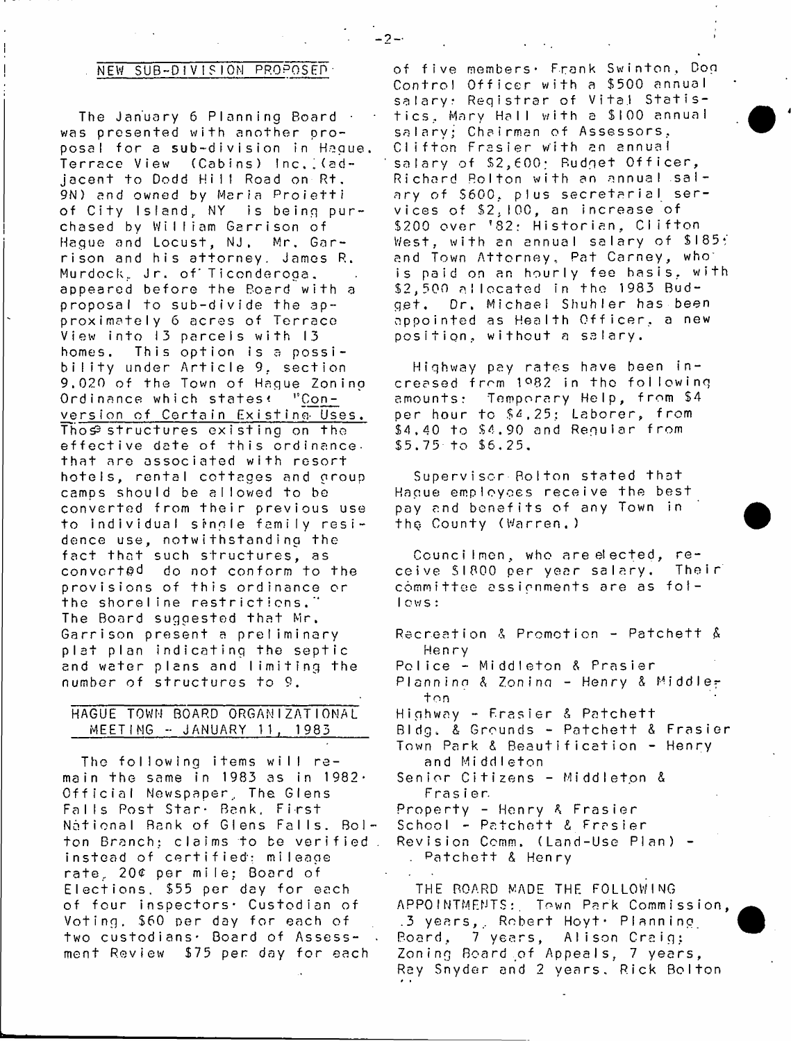## NEW SUB-DIVISION PROPOSED

The January 6 Planning Board was presented with another proposal for a sub-division in Hague. Terrace View (Cabins) Inc. (adjacent to Dodd Hill Road on Rt. 9N) and owned by Maria Proietti of City Island, NY is being purchased by William Garrison of Hague and Locust, NJ. Mr. Garrison and his attorney, James R. Murdock, Jr. of Ticonderoga, appeared before the Board with a proposal to sub-divide the approximately 6 acres of Terrace View into 13 parcels with 13 homes. This option is a possibility under Article 9, section 9.020 of the Town of Hague Zoning Ordinance which states: "Conversion of Certain Existing Uses. Those structures existing on the effective date of this ordinance that are associated with resort hotels, rental cottages and group camps should be allowed to be converted from their previous use to individual single family residence use, notwithstanding the fact that such structures, as converted do not conform to the provisions of this ordinance or the shoreline restrictions." The Board suggested that Mr. Garrison present a preliminary plat plan indicating the septic and water plans and limiting the number of structures to 9.

## HAGUE TOWN BOARD ORGANIZATIONAL MEETING - JANUARY 11, 1983

The following items will remain the same in 1983 as in 1982: Official Newspaper, The Glens Falls Post Star; Bank, First National Bank of Glens Falls, Bolton Branch; claims to be verified instead of certified; mileage rate, 20¢ per mile; Board of Elections, $55 per day for each of four inspectors; Custodian of Voting, $60 per day for each of two custodians; Board of Assessment Review $75 per day for each of five members; Frank Swinton, Dog Control Officer with a $500 annual salary; Registrar of Vital Statistics, Mary Hall with a $100 annual salary; Chairman of Assessors, Clifton Frasier with an annual salary of $2,600; Budget Officer, Richard Bolton with an annual salary of $600, plus secretarial services of $2,100, an increase of $200 over '82; Historian, Clifton West, with an annual salary of $185; and Town Attorney, Pat Carney, who is paid on an hourly fee basis, with $2,500 allocated in the 1983 Budget. Dr. Michael Shuhler has been appointed as Health Officer, a new position, without a salary.

Highway pay rates have been increased from 1982 in the following amounts: Temporary Help, from $4 per hour to $4.25; Laborer, from $4.40 to $4.90 and Regular from $5.75 to $6.25.

Supervisor Bolton stated that Hague employees receive the best pay and benefits of any Town in the County (Warren.)

Councilmen, who are elected, receive $1800 per year salary. Their committee assignments are as follows:

- Recreation & Promotion - Patchett & Henry
- Police - Middleton & Frasier
- Planning & Zoning - Henry & Middleton
- Highway - Frasier & Patchett
- Bldg. & Grounds - Patchett & Frasier
- Town Park & Beautification - Henry and Middleton
- Senior Citizens - Middleton & Frasier
- Property - Henry & Frasier
- School - Patchett & Frasier
- Revision Comm. (Land-Use Plan) - Patchett & Henry

THE BOARD MADE THE FOLLOWING APPOINTMENTS: Town Park Commission, 3 years, Robert Hoyt; Planning Board, 7 years, Alison Craig; Zoning Board of Appeals, 7 years, Ray Snyder and 2 years, Rick Bolton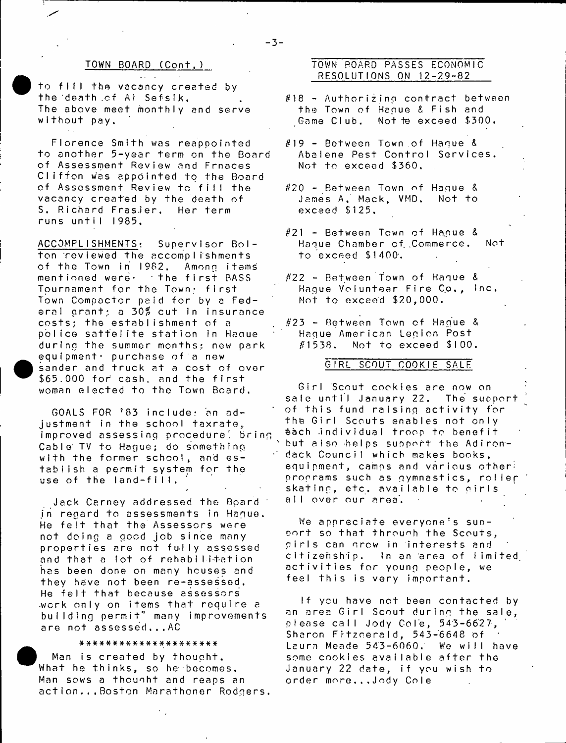## TOWN BOARD (Cont.)

to fill the vacancy created by the death of Al Sefsik. The above meet monthly and serve without pay.

Florence Smith was reappointed to another 5-year term on the Board of Assessment Review and Frnaces Clifton was appointed to the Board of Assessment Review to fill the vacancy created by the death of S. Richard Frasier. Her term runs until 1985.

ACCOMPLISHMENTS: Supervisor Bolton reviewed the accomplishments of the Town in 1982. Among items mentioned were: the first BASS Tournament for the Town; first Town Compactor paid for by a Federal grant; a 30% cut in insurance costs; the establishment of a police sattelite station in Hague during the summer months; new park equipment; purchase of a new sander and truck at a cost of over $65,000 for cash, and the first woman elected to the Town Board.

GOALS FOR '83 include: an adjustment in the school taxrate, improved assessing procedure; bring Cable TV to Hague; do something with the former school, and establish a permit system for the use of the land-fill.

Jack Carney addressed the Board in regard to assessments in Hague. He felt that the Assessors were not doing a good job since many properties are not fully assessed and that a lot of rehabilitation has been done on many houses and they have not been re-assessed. He felt that because assessors work only on items that require a building permit" many improvements are not assessed...AC

********************

Man is created by thought. What he thinks, so he becomes. Man sows a thought and reaps an action...Boston Marathoner Rodgers.

## TOWN BOARD PASSES ECONOMIC RESOLUTIONS ON 12-29-82

#18 - Authorizing contract between the Town of Hague & Fish and Game Club. Not to exceed $300.

#19 - Between Town of Hague & Abalene Pest Control Services. Not to exceed $360.

#20 - Between Town of Hague & James A. Mack, VMD. Not to exceed $125.

#21 - Between Town of Hague & Hague Chamber of Commerce. Not to exceed $1400.

#22 - Between Town of Hague & Hague Volunteer Fire Co., Inc. Not to exceed $20,000.

#23 - Between Town of Hague & Hague American Legion Post #1538. Not to exceed $100.

## GIRL SCOUT COOKIE SALE

Girl Scout cookies are now on sale until January 22. The support of this fund raising activity for the Girl Scouts enables not only each individual troop to benefit but also helps support the Adirondack Council which makes books, equipment, camps and various other programs such as gymnastics, roller skating, etc. available to girls all over our area.

We appreciate everyone's support so that through the Scouts, girls can grow in interests and citizenship. In an area of limited activities for young people, we feel this is very important.

If you have not been contacted by an area Girl Scout during the sale, please call Jody Cole, 543-6627, Sharon Fitzgerald, 543-6648 or Laura Meade 543-6060. We will have some cookies available after the January 22 date, if you wish to order more...Jody Cole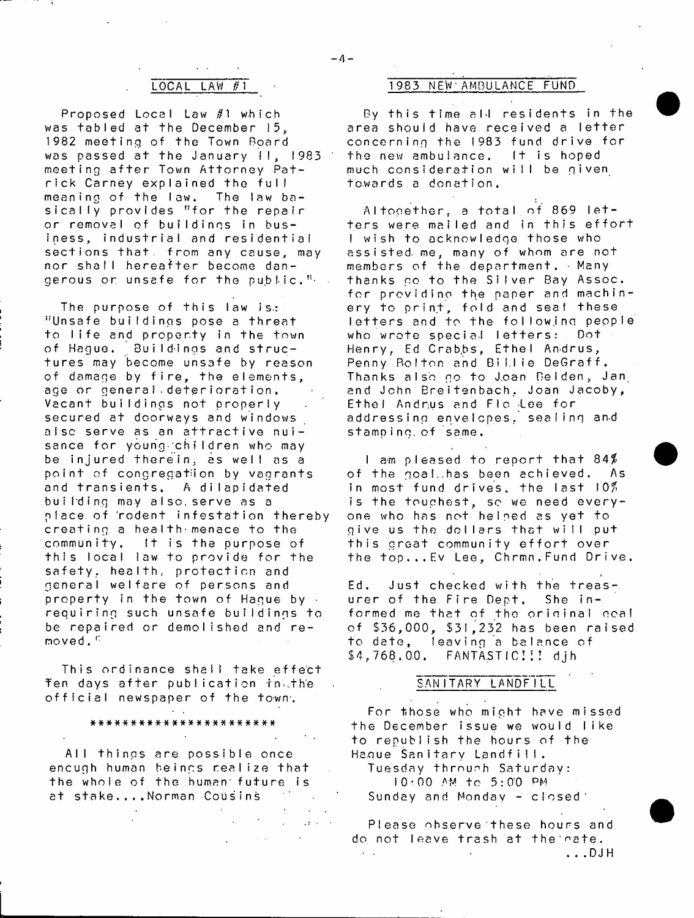## LOCAL LAW #1

Proposed Local Law #1 which was tabled at the December 15, 1982 meeting of the Town Board was passed at the January 11, 1983 meeting after Town Attorney Patrick Carney explained the full meaning of the law. The law basically provides "for the repair or removal of buildings in business, industrial and residential sections that from any cause, may nor shall hereafter become dangerous or unsafe for the public."

The purpose of this law is: "Unsafe buildings pose a threat to life and property in the town of Hague. Buildings and structures may become unsafe by reason of damage by fire, the elements, age or general deterioration. Vacant buildings not properly secured at doorways and windows also serve as an attractive nuisance for young children who may be injured therein, as well as a point of congregation by vagrants and transients. A dilapidated building may also serve as a place of rodent infestation thereby creating a health menace to the community. It is the purpose of this local law to provide for the safety, health, protection and general welfare of persons and property in the town of Hague by requiring such unsafe buildings to be repaired or demolished and removed."

This ordinance shall take effect ten days after publication in the official newspaper of the town.

**********************

All things are possible once enough human beings realize that the whole of the human future is at stake....Norman Cousins

## 1983 NEW AMBULANCE FUND

By this time all residents in the area should have received a letter concerning the 1983 fund drive for the new ambulance. It is hoped much consideration will be given towards a donation.

Altogether, a total of 869 letters were mailed and in this effort I wish to acknowledge those who assisted me, many of whom are not members of the department. Many thanks go to the Silver Bay Assoc. for providing the paper and machinery to print, fold and seal these letters and to the following people who wrote special letters: Dot Henry, Ed Crabbs, Ethel Andrus, Penny Bolton and Billie DeGraff. Thanks also go to Joan Belden, Jan and John Breitenbach, Joan Jacoby, Ethel Andrus and Flo Lee for addressing envelopes, sealing and stamping of same.

I am pleased to report that 84% of the goal has been achieved. As in most fund drives, the last 10% is the toughest, so we need everyone who has not helped as yet to give us the dollars that will put this great community effort over the top...Ev Lee, Chrmn.Fund Drive.

Ed. Just checked with the treasurer of the Fire Dept. She informed me that of the original goal of $36,000, $31,232 has been raised to date, leaving a balance of $4,768.00. FANTASTIC!!! djh

## SANITARY LANDFILL

For those who might have missed the December issue we would like to republish the hours of the Hague Sanitary Landfill.

Tuesday through Saturday:
10:00 AM to 5:00 PM
Sunday and Monday - closed

Please observe these hours and do not leave trash at the gate.
...DJH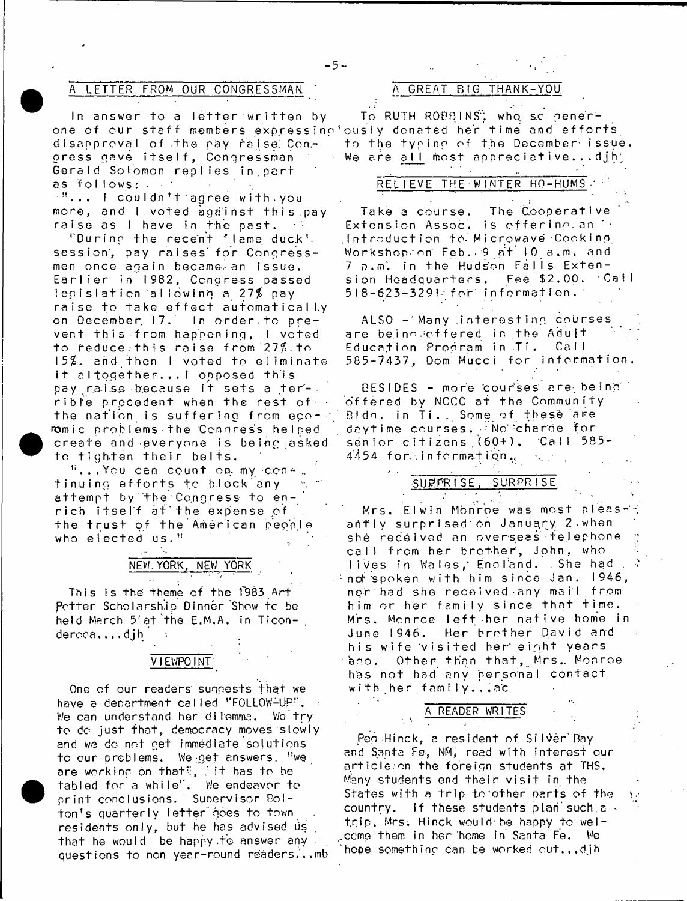## A LETTER FROM OUR CONGRESSMAN

In answer to a letter written by one of our staff members expressing disapproval of the pay raise Congress gave itself, Congressman Gerald Solomon replies in part as follows:

"... I couldn't agree with you more, and I voted against this pay raise as I have in the past.

"During the recent 'lame duck' session, pay raises for Congressmen once again became an issue. Earlier in 1982, Congress passed legislation allowing a 27% pay raise to take effect automatically on December 17. In order to prevent this from happening, I voted to reduce this raise from 27% to 15%. and then I voted to eliminate it altogether...I opposed this pay raise because it sets a terrible precedent when the rest of the nation is suffering from economic problems the Congress helped create and everyone is being asked to tighten their belts.

"...You can count on my continuing efforts to block any attempt by the Congress to enrich itself at the expense of the trust of the American people who elected us."

## NEW YORK, NEW YORK

This is the theme of the 1983 Art Potter Scholarship Dinner Show to be held March 5 at the E.M.A. in Ticonderoga....djh

## VIEWPOINT

One of our readers suggests that we have a department called "FOLLOW-UP". We can understand her dilemma. We try to do just that, democracy moves slowly and we do not get immediate solutions to our problems. We get answers. "We are working on that", "it has to be tabled for a while". We endeavor to print conclusions. Supervisor Bolton's quarterly letter goes to town residents only, but he has advised us that he would be happy to answer any questions to non year-round readers...mb

## A GREAT BIG THANK-YOU

To RUTH ROBBINS, who so generously donated her time and efforts to the typing of the December issue. We are all most appreciative...djh

## RELIEVE THE WINTER HO-HUMS

Take a course. The Cooperative Extension Assoc. is offering an Introduction to Microwave Cooking Workshop on Feb. 9 at 10 a.m. and 7 p.m. in the Hudson Falls Extension Headquarters. Fee $2.00. Call 518-623-3291 for information.

ALSO - Many interesting courses are being offered in the Adult Education Program in Ti. Call 585-7437, Dom Mucci for information.

BESIDES - more courses are being offered by NCCC at the Community Bldg. in Ti. Some of these are daytime courses. No charge for senior citizens (60+). Call 585-4454 for information.

## SURPRISE, SURPRISE

Mrs. Elwin Monroe was most pleasantly surprised on January 2 when she received an overseas telephone call from her brother, John, who lives in Wales, England. She had not spoken with him since Jan. 1946, nor had she received any mail from him or her family since that time. Mrs. Monroe left her native home in June 1946. Her brother David and his wife visited her eight years ago. Other than that, Mrs. Monroe has not had any personal contact with her family...ac

## A READER WRITES

Peg Hinck, a resident of Silver Bay and Santa Fe, NM, read with interest our article on the foreign students at THS. Many students end their visit in the States with a trip to other parts of the country. If these students plan such a trip, Mrs. Hinck would be happy to welcome them in her home in Santa Fe. We hope something can be worked out...djh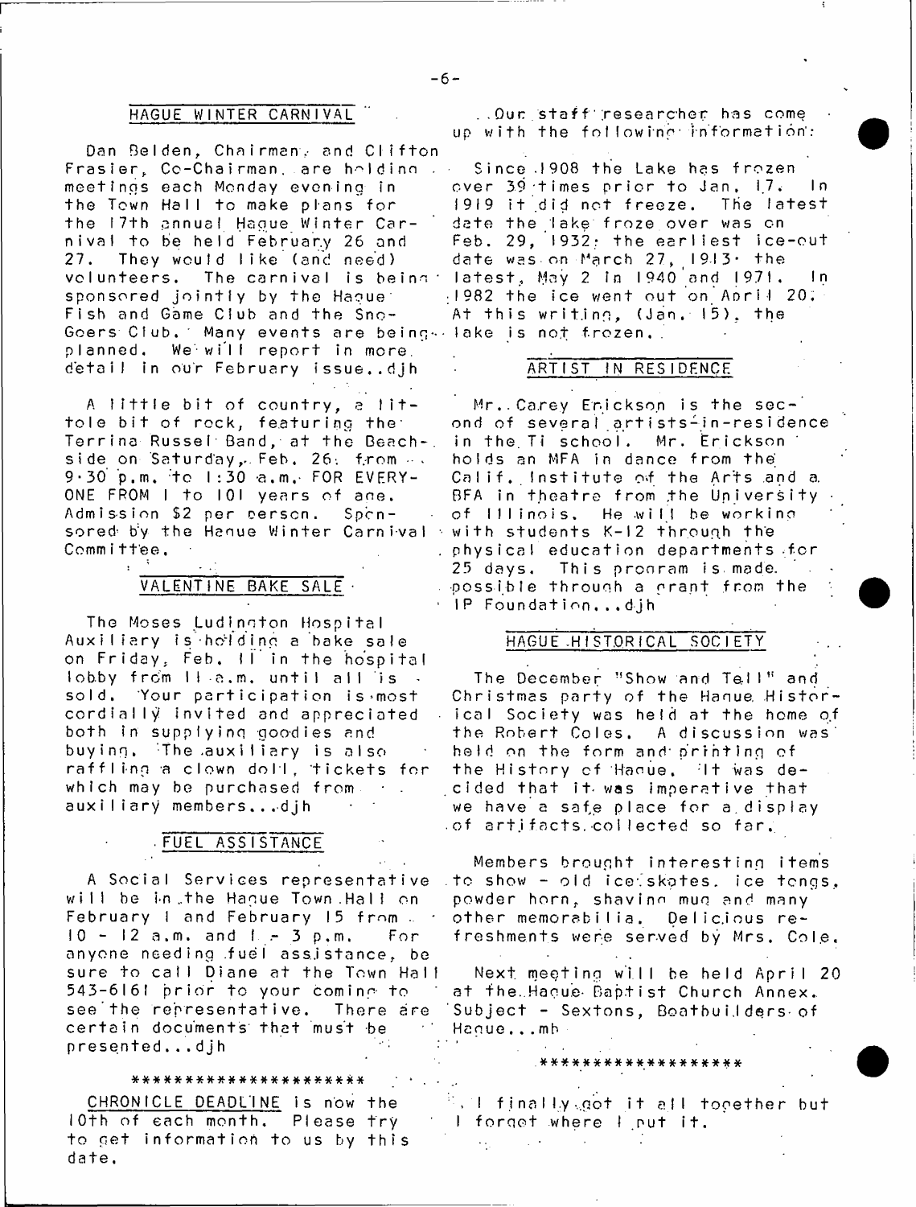## HAGUE WINTER CARNIVAL

Dan Belden, Chairman, and Clifton Frasier, Co-Chairman, are holding meetings each Monday evening in the Town Hall to make plans for the 17th annual Hague Winter Carnival to be held February 26 and 27. They would like (and need) volunteers. The carnival is being sponsored jointly by the Hague Fish and Game Club and the Sno-Goers Club. Many events are being planned. We will report in more detail in our February issue..djh

A little bit of country, a little bit of rock, featuring the Terrina Russel Band, at the Beachside on Saturday, Feb. 26, from 9:30 p.m. to 1:30 a.m. FOR EVERYONE FROM 1 to 101 years of age. Admission $2 per person. Sponsored by the Hague Winter Carnival Committee.

## VALENTINE BAKE SALE

The Moses Ludington Hospital Auxiliary is holding a bake sale on Friday, Feb. 11 in the hospital lobby from 11 a.m. until all is sold. Your participation is most cordially invited and appreciated both in supplying goodies and buying. The auxiliary is also raffling a clown doll, tickets for which may be purchased from auxiliary members...djh

## FUEL ASSISTANCE

A Social Services representative will be in the Hague Town Hall on February 1 and February 15 from 10 - 12 a.m. and 1 - 3 p.m. For anyone needing fuel assistance, be sure to call Diane at the Town Hall 543-6161 prior to your coming to see the representative. There are certain documents that must be presented...djh

*********************

CHRONICLE DEADLINE is now the 10th of each month. Please try to get information to us by this date.

..Our staff researcher has come up with the following information:

Since 1908 the Lake has frozen over 39 times prior to Jan. 17. In 1919 it did not freeze. The latest date the lake froze over was on Feb. 29, 1932; the earliest ice-out date was on March 27, 1913; the latest, May 2 in 1940 and 1971. In 1982 the ice went out on April 20. At this writing, (Jan. 15), the lake is not frozen.

## ARTIST IN RESIDENCE

Mr. Carey Erickson is the second of several artists-in-residence in the Ti school. Mr. Erickson holds an MFA in dance from the Calif. Institute of the Arts and a BFA in theatre from the University of Illinois. He will be working with students K-12 through the physical education departments for 25 days. This program is made possible through a grant from the IP Foundation...djh

## HAGUE HISTORICAL SOCIETY

The December "Show and Tell" and Christmas party of the Hague Historical Society was held at the home of the Robert Coles. A discussion was held on the form and printing of the History of Hague. It was decided that it was imperative that we have a safe place for a display of artifacts collected so far.

Members brought interesting items to show - old ice skates, ice tongs, powder horn, shaving mug and many other memorabilia. Delicious refreshments were served by Mrs. Cole.

Next meeting will be held April 20 at the Hague Baptist Church Annex. Subject - Sextons, Boatbuilders of Hague...mh

*******************

I finally got it all together but I forgot where I put it.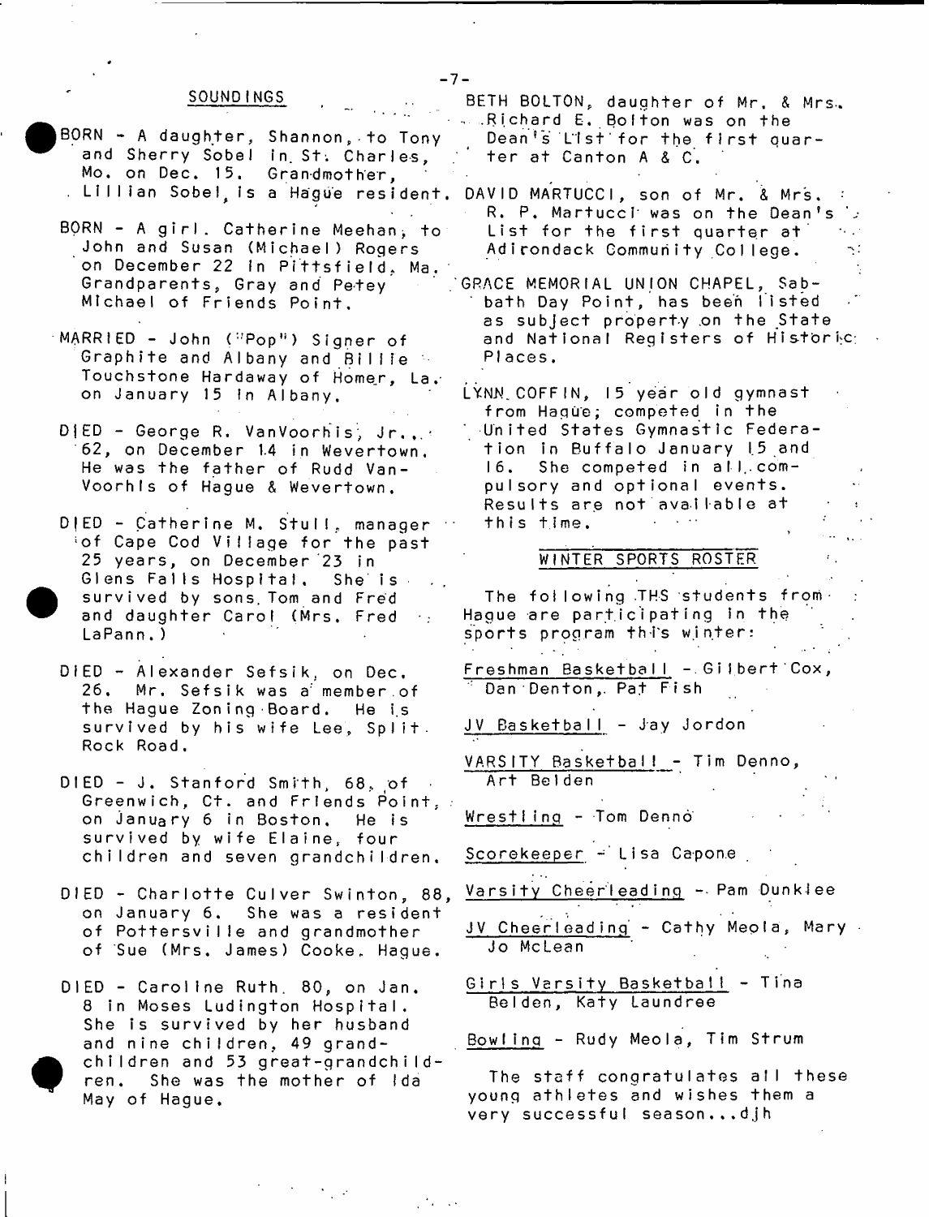## SOUNDINGS

BORN - A daughter, Shannon, to Tony and Sherry Sobel in St. Charles, Mo. on Dec. 15. Grandmother, Lillian Sobel, is a Hague resident.

BORN - A girl. Catherine Meehan, to John and Susan (Michael) Rogers on December 22 in Pittsfield, Ma. Grandparents, Gray and Petey Michael of Friends Point.

MARRIED - John ("Pop") Signer of Graphite and Albany and Billie Touchstone Hardaway of Homer, La. on January 15 in Albany.

DIED - George R. VanVoorhis, Jr., 62, on December 14 in Wevertown. He was the father of Rudd VanVoorhis of Hague & Wevertown.

DIED - Catherine M. Stull, manager of Cape Cod Village for the past 25 years, on December 23 in Glens Falls Hospital. She is survived by sons Tom and Fred and daughter Carol (Mrs. Fred LaPann.)

DIED - Alexander Sefsik, on Dec. 26. Mr. Sefsik was a member of the Hague Zoning Board. He is survived by his wife Lee, Split Rock Road.

DIED - J. Stanford Smith, 68, of Greenwich, Ct. and Friends Point, on January 6 in Boston. He is survived by wife Elaine, four children and seven grandchildren.

DIED - Charlotte Culver Swinton, 88, on January 6. She was a resident of Pottersville and grandmother of Sue (Mrs. James) Cooke, Hague.

DIED - Caroline Ruth, 80, on Jan. 8 in Moses Ludington Hospital. She is survived by her husband and nine children, 49 grandchildren and 53 great-grandchildren. She was the mother of Ida May of Hague.

BETH BOLTON, daughter of Mr. & Mrs. Richard E. Bolton was on the Dean's List for the first quarter at Canton A & C.

DAVID MARTUCCI, son of Mr. & Mrs. R. P. Martucci was on the Dean's List for the first quarter at Adirondack Community College.

GRACE MEMORIAL UNION CHAPEL, Sabbath Day Point, has been listed as subject property on the State and National Registers of Historic Places.

LYNN COFFIN, 15 year old gymnast from Hague; competed in the United States Gymnastic Federation in Buffalo January 15 and 16. She competed in all compulsory and optional events. Results are not available at this time.

## WINTER SPORTS ROSTER

The following THS students from Hague are participating in the sports program this winter:

Freshman Basketball - Gilbert Cox, Dan Denton, Pat Fish

JV Basketball - Jay Jordon

VARSITY Basketball - Tim Denno, Art Belden

Wrestling - Tom Denno

Scorekeeper - Lisa Capone

Varsity Cheerleading - Pam Dunklee

JV Cheerleading - Cathy Meola, Mary Jo McLean

Girls Varsity Basketball - Tina Belden, Katy Laundree

Bowling - Rudy Meola, Tim Strum

The staff congratulates all these young athletes and wishes them a very successful season...djh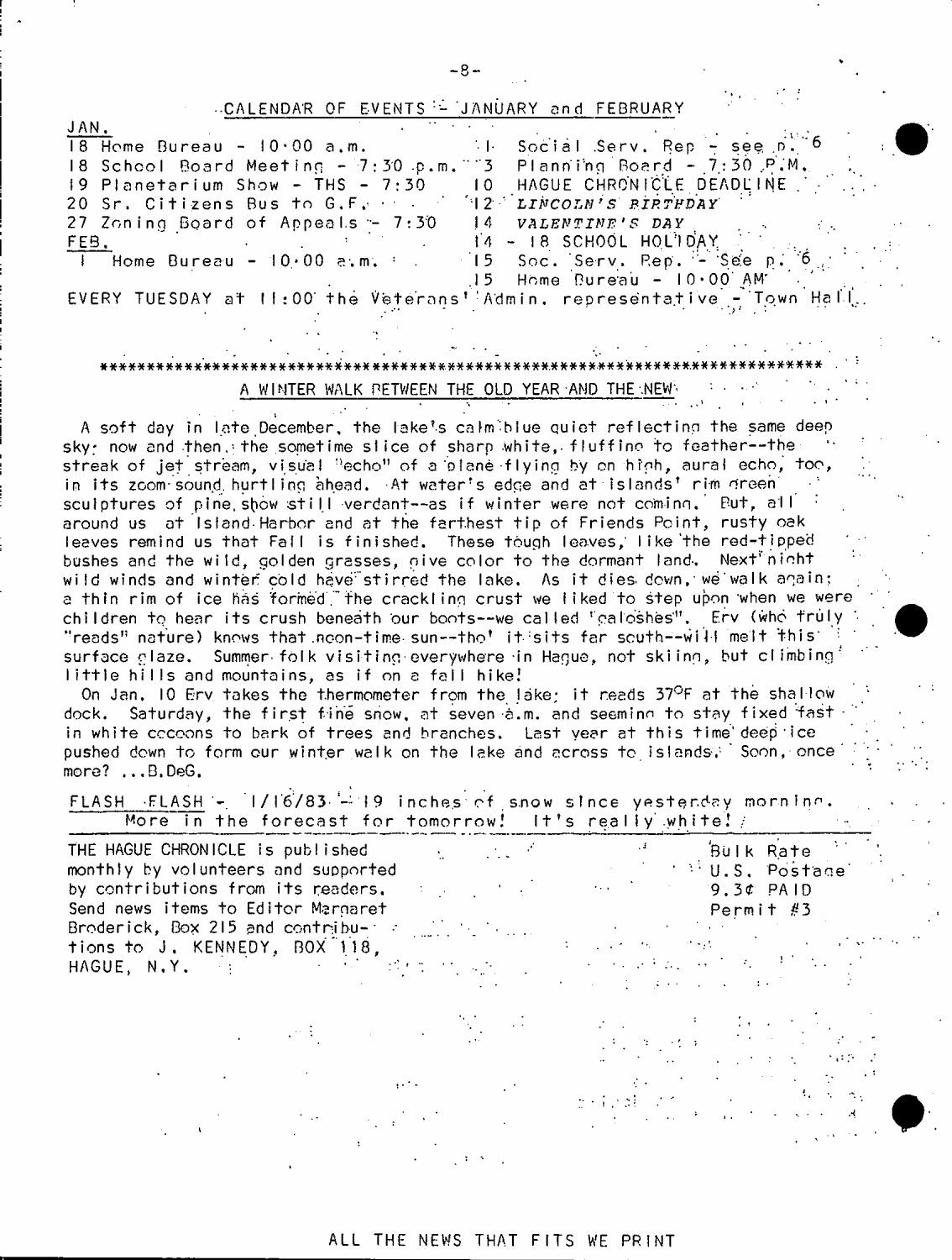## CALENDAR OF EVENTS - JANUARY and FEBRUARY

JAN.

18 Home Bureau - 10:00 a.m.

18 School Board Meeting - 7:30 p.m.

19 Planetarium Show - THS - 7:30

20 Sr. Citizens Bus to G.F.

27 Zoning Board of Appeals - 7:30

FEB.

1 Home Bureau - 10:00 a.m.

1 Social Serv. Rep - see p. 6

3 Planning Board - 7:30 P.M.

10 HAGUE CHRONICLE DEADLINE

12 *LINCOLN'S BIRTHDAY*

14 *VALENTINE'S DAY*

14 - 18 SCHOOL HOLIDAY

15 Soc. Serv. Rep. - See p. 6

15 Home Bureau - 10:00 AM

EVERY TUESDAY at 11:00 the Veterans' Admin. representative - Town Hall.

*************************************************************************

## A WINTER WALK BETWEEN THE OLD YEAR AND THE NEW

A soft day in late December, the lake's calm blue quiet reflecting the same deep sky; now and then the sometime slice of sharp white, fluffing to feather--the streak of jet stream, visual "echo" of a plane flying by on high, aural echo, too, in its zoom sound hurtling ahead. At water's edge and at islands' rim green sculptures of pine show still verdant--as if winter were not coming. But, all around us at Island Harbor and at the farthest tip of Friends Point, rusty oak leaves remind us that Fall is finished. These tough leaves, like the red-tipped bushes and the wild, golden grasses, give color to the dormant land. Next night wild winds and winter cold have stirred the lake. As it dies down, we walk again; a thin rim of ice has formed the crackling crust we liked to step upon when we were children to hear its crush beneath our boots--we called "caloshes". Erv (who truly "reads" nature) knows that noon-time sun--tho' it sits far south--will melt this surface glaze. Summer folk visiting everywhere in Hague, not skiing, but climbing little hills and mountains, as if on a fall hike!

On Jan. 10 Erv takes the thermometer from the lake; it reads 37°F at the shallow dock. Saturday, the first fine snow, at seven a.m. and seeming to stay fixed fast in white cocoons to bark of trees and branches. Last year at this time deep ice pushed down to form our winter walk on the lake and across to islands. Soon, once more? ...B.DeG.

FLASH FLASH - 1/16/83 - 19 inches of snow since yesterday morning. More in the forecast for tomorrow! It's really white!

THE HAGUE CHRONICLE is published monthly by volunteers and supported by contributions from its readers. Send news items to Editor Margaret Broderick, Box 215 and contributions to J. KENNEDY, BOX 118, HAGUE, N.Y.

Bulk Rate
U.S. Postage
9.3¢ PAID
Permit #3

ALL THE NEWS THAT FITS WE PRINT